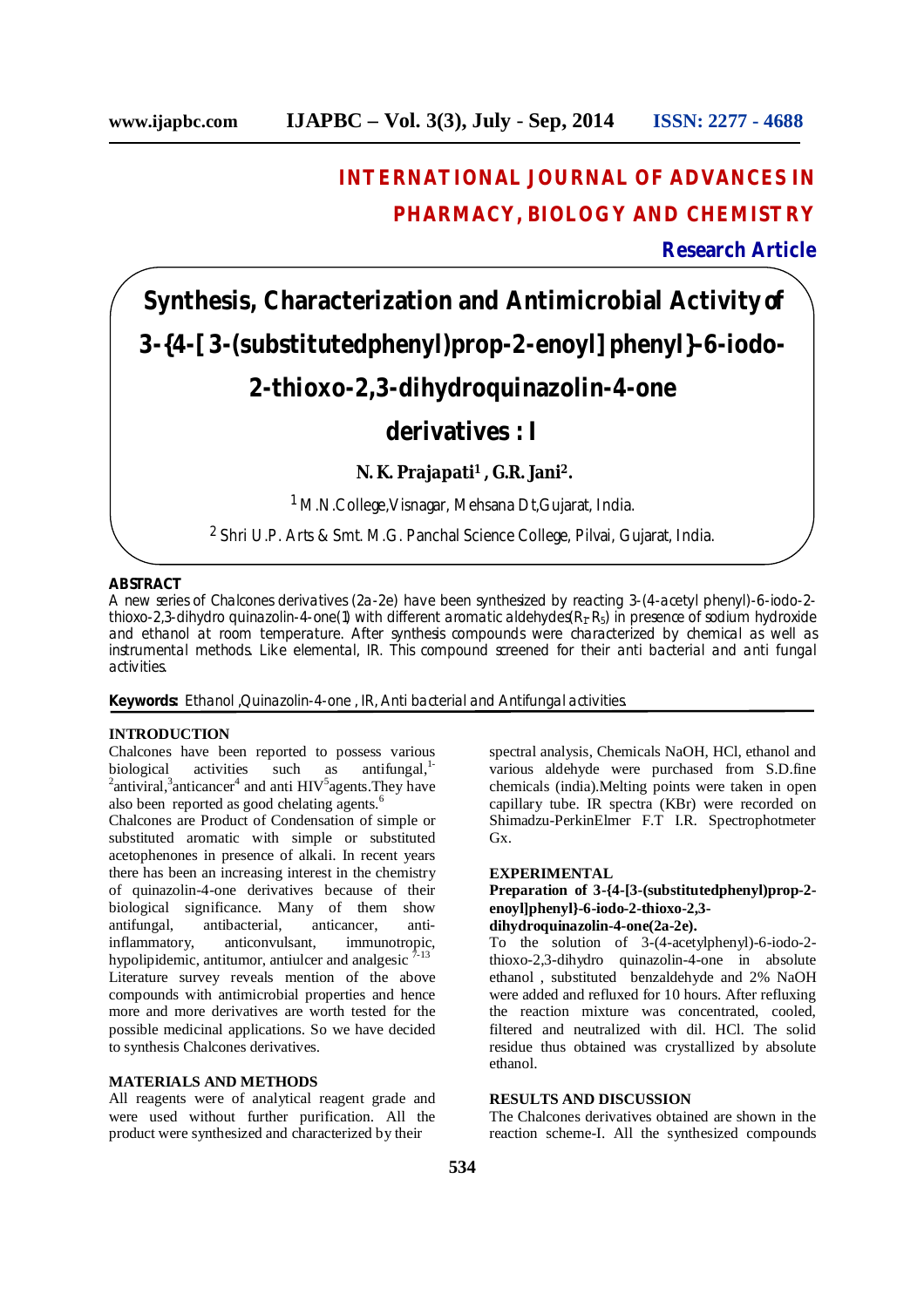# INTERNATIONAL JOURNAL OF ADVANCES IN PHARMACY, BIOLOGY AND CHEMISTRY

**Research Article**

# Synthesis, Characterization and Antimicrobial Activity of 3-{4-[3-(substitutedphenyl)prop-2-enoyl]phenyl}-6-iodo-2-thioxo-2,3-dihydroquinazolin-4-one derivatives : I

**N. K. Prajapati[1] , G.R. Jani[2].**

[1] M.N.College,Visnagar, Mehsana Dt,Gujarat, India.

[2] Shri U.P. Arts & Smt. M.G. Panchal Science College, Pilvai, Gujarat, India.

## ABSTRACT

A new series of Chalcones derivatives (2a-2e) have been synthesized by reacting 3-(4-acetyl phenyl)-6-iodo-2-thioxo-2,3-dihydro quinazolin-4-one(1) with different aromatic aldehydes($R_1$-$R_5$) in presence of sodium hydroxide and ethanol at room temperature. After synthesis compounds were characterized by chemical as well as instrumental methods. Like elemental, IR. This compound screened for their anti bacterial and anti fungal activities.

**Keywords:** Ethanol ,Quinazolin-4-one , IR, Anti bacterial and Antifungal activities.

## INTRODUCTION

Chalcones have been reported to possess various biological activities such as antifungal,[1-2] antiviral,[3] anticancer[4] and anti HIV[5] agents.They have also been reported as good chelating agents.[6]

Chalcones are Product of Condensation of simple or substituted aromatic with simple or substituted acetophenones in presence of alkali. In recent years there has been an increasing interest in the chemistry of quinazolin-4-one derivatives because of their biological significance. Many of them show antifungal, antibacterial, anticancer, anti-inflammatory, anticonvulsant, immunotropic, hypolipidemic, antitumor, antiulcer and analgesic [7-13]

Literature survey reveals mention of the above compounds with antimicrobial properties and hence more and more derivatives are worth tested for the possible medicinal applications. So we have decided to synthesis Chalcones derivatives.

## MATERIALS AND METHODS

All reagents were of analytical reagent grade and were used without further purification. All the product were synthesized and characterized by their spectral analysis, Chemicals NaOH, HCl, ethanol and various aldehyde were purchased from S.D.fine chemicals (india).Melting points were taken in open capillary tube. IR spectra (KBr) were recorded on Shimadzu-PerkinElmer F.T I.R. Spectrophotmeter Gx.

## EXPERIMENTAL

**Preparation of 3-{4-[3-(substitutedphenyl)prop-2-enoyl]phenyl}-6-iodo-2-thioxo-2,3-dihydroquinazolin-4-one(2a-2e).**

To the solution of 3-(4-acetylphenyl)-6-iodo-2-thioxo-2,3-dihydro quinazolin-4-one in absolute ethanol , substituted benzaldehyde and 2% NaOH were added and refluxed for 10 hours. After refluxing the reaction mixture was concentrated, cooled, filtered and neutralized with dil. HCl. The solid residue thus obtained was crystallized by absolute ethanol.

## RESULTS AND DISCUSSION

The Chalcones derivatives obtained are shown in the reaction scheme-I. All the synthesized compounds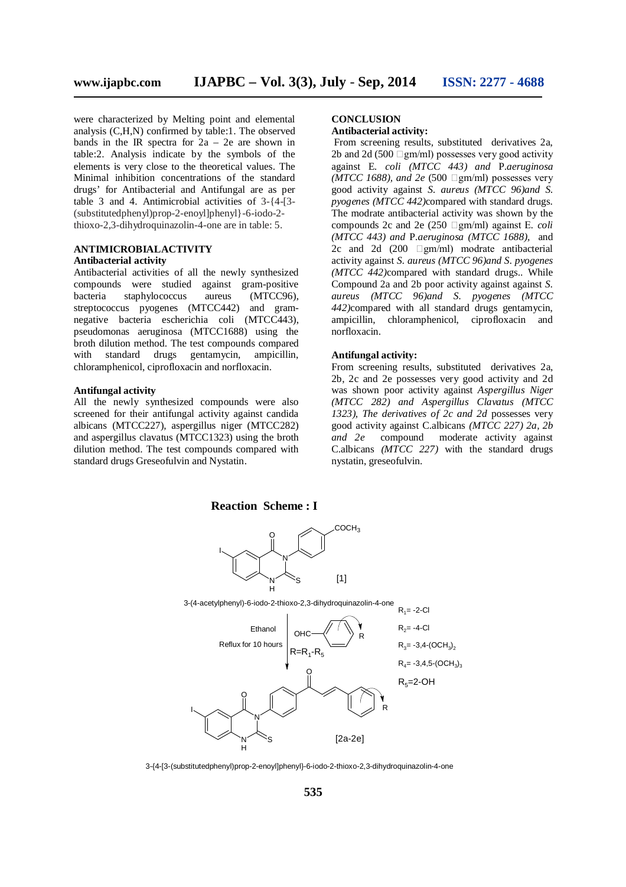were characterized by Melting point and elemental analysis (C,H,N) confirmed by table:1. The observed bands in the IR spectra for 2a – 2e are shown in table:2. Analysis indicate by the symbols of the elements is very close to the theoretical values. The Minimal inhibition concentrations of the standard drugs' for Antibacterial and Antifungal are as per table 3 and 4. Antimicrobial activities of 3-{4-[3-(substitutedphenyl)prop-2-enoyl]phenyl}-6-iodo-2-thioxo-2,3-dihydroquinazolin-4-one are in table: 5.

## ANTIMICROBIAL ACTIVITY

### Antibacterial activity

Antibacterial activities of all the newly synthesized compounds were studied against gram-positive bacteria staphylococcus aureus (MTCC96), streptococcus pyogenes (MTCC442) and gram-negative bacteria escherichia coli (MTCC443), pseudomonas aeruginosa (MTCC1688) using the broth dilution method. The test compounds compared with standard drugs gentamycin, ampicillin, chloramphenicol, ciprofloxacin and norfloxacin.

### Antifungal activity

All the newly synthesized compounds were also screened for their antifungal activity against candida albicans (MTCC227), aspergillus niger (MTCC282) and aspergillus clavatus (MTCC1323) using the broth dilution method. The test compounds compared with standard drugs Greseofulvin and Nystatin.

## CONCLUSION

### Antibacterial activity:

From screening results, substituted derivatives 2a, 2b and 2d (500 □gm/ml) possesses very good activity against E. *coli (MTCC 443) and* P.*aeruginosa (MTCC 1688), and 2e* (500 □gm/ml) possesses very good activity against *S. aureus (MTCC 96)and S. pyogenes (MTCC 442)*compared with standard drugs. The modrate antibacterial activity was shown by the compounds 2c and 2e (250 □gm/ml) against E. *coli (MTCC 443) and* P.*aeruginosa (MTCC 1688),* and 2c and 2d (200 □gm/ml) modrate antibacterial activity against *S. aureus (MTCC 96)and S. pyogenes (MTCC 442)*compared with standard drugs.. While Compound 2a and 2b poor activity against against *S. aureus (MTCC 96)and S. pyogenes (MTCC 442)*compared with all standard drugs gentamycin, ampicillin, chloramphenicol, ciprofloxacin and norfloxacin.

### Antifungal activity:

From screening results, substituted derivatives 2a, 2b, 2c and 2e possesses very good activity and 2d was shown poor activity against *Aspergillus Niger (MTCC 282) and Aspergillus Clavatus (MTCC 1323), The derivatives of 2c and 2d* possesses very good activity against C.albicans *(MTCC 227) 2a, 2b and 2e* compound moderate activity against C.albicans *(MTCC 227)* with the standard drugs nystatin, greseofulvin.

## Reaction Scheme : I

3-(4-acetylphenyl)-6-iodo-2-thioxo-2,3-dihydroquinazolin-4-one [1]

Ethanol, Reflux for 10 hours; OHC–C$_6$H$_4$–R; R=$R_1$-$R_5$

$R_1$= -2-Cl

$R_2$= -4-Cl

$R_3$= -3,4-$(OCH_3)_2$

$R_4$= -3,4,5-$(OCH_3)_3$

$R_5$=2-OH

[2a-2e]

3-{4-[3-(substitutedphenyl)prop-2-enoyl]phenyl}-6-iodo-2-thioxo-2,3-dihydroquinazolin-4-one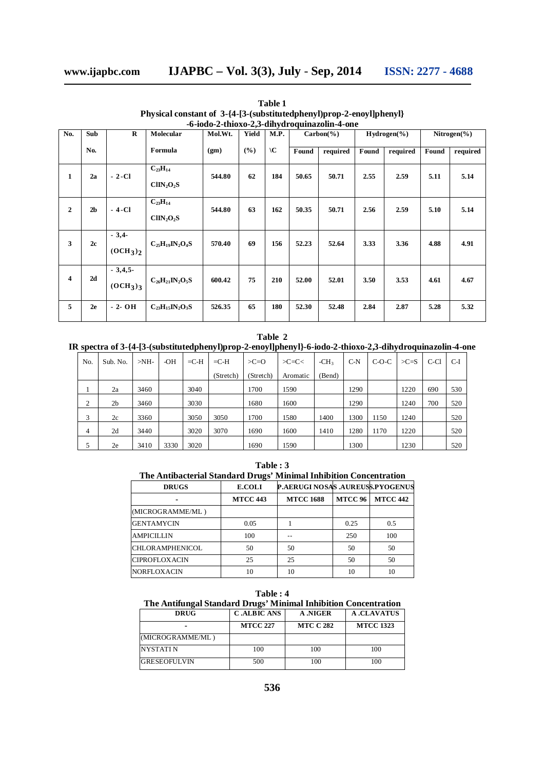**Table 1**
**Physical constant of 3-{4-[3-(substitutedphenyl)prop-2-enoyl]phenyl}-6-iodo-2-thioxo-2,3-dihydroquinazolin-4-one**

| No. | Sub No. | R | Molecular Formula | Mol.Wt. (gm) | Yield (%) | M.P. \C | Carbon(%) | | Hydrogen(%) | | Nitrogen(%) | |
|---|---|---|---|---|---|---|---|---|---|---|---|---|
| | | | | | | | Found | required | Found | required | Found | required |
| 1 | 2a | - 2-Cl | $C_{23}H_{14}ClIN_2O_2S$ | 544.80 | 62 | 184 | 50.65 | 50.71 | 2.55 | 2.59 | 5.11 | 5.14 |
| 2 | 2b | - 4-Cl | $C_{23}H_{14}ClIN_2O_2S$ | 544.80 | 63 | 162 | 50.35 | 50.71 | 2.56 | 2.59 | 5.10 | 5.14 |
| 3 | 2c | - 3,4-$(OCH_3)_2$ | $C_{25}H_{19}IN_2O_4S$ | 570.40 | 69 | 156 | 52.23 | 52.64 | 3.33 | 3.36 | 4.88 | 4.91 |
| 4 | 2d | - 3,4,5-$(OCH_3)_3$ | $C_{26}H_{21}IN_2O_5S$ | 600.42 | 75 | 210 | 52.00 | 52.01 | 3.50 | 3.53 | 4.61 | 4.67 |
| 5 | 2e | - 2- OH | $C_{23}H_{15}IN_2O_3S$ | 526.35 | 65 | 180 | 52.30 | 52.48 | 2.84 | 2.87 | 5.28 | 5.32 |

**Table 2**
**IR spectra of 3-{4-[3-(substitutedphenyl)prop-2-enoyl]phenyl}-6-iodo-2-thioxo-2,3-dihydroquinazolin-4-one**

| No. | Sub. No. | >NH- | -OH | =C-H | =C-H (Stretch) | >C=O (Stretch) | >C=C< Aromatic | $-CH_3$ (Bend) | C-N | C-O-C | >C=S | C-Cl | C-I |
|---|---|---|---|---|---|---|---|---|---|---|---|---|---|
| 1 | 2a | 3460 | | 3040 | | 1700 | 1590 | | 1290 | | 1220 | 690 | 530 |
| 2 | 2b | 3460 | | 3030 | | 1680 | 1600 | | 1290 | | 1240 | 700 | 520 |
| 3 | 2c | 3360 | | 3050 | 3050 | 1700 | 1580 | 1400 | 1300 | 1150 | 1240 | | 520 |
| 4 | 2d | 3440 | | 3020 | 3070 | 1690 | 1600 | 1410 | 1280 | 1170 | 1220 | | 520 |
| 5 | 2e | 3410 | 3330 | 3020 | | 1690 | 1590 | | 1300 | | 1230 | | 520 |

**Table : 3**
**The Antibacterial Standard Drugs' Minimal Inhibition Concentration**

| DRUGS | E.COLI | P.AERUGI NOSA | S.AUREUS | S.PYOGENUS |
|---|---|---|---|---|
| - | MTCC 443 | MTCC 1688 | MTCC 96 | MTCC 442 |
| (MICROGRAMME/ML ) | | | | |
| GENTAMYCIN | 0.05 | 1 | 0.25 | 0.5 |
| AMPICILLIN | 100 | -- | 250 | 100 |
| CHLORAMPHENICOL | 50 | 50 | 50 | 50 |
| CIPROFLOXACIN | 25 | 25 | 50 | 50 |
| NORFLOXACIN | 10 | 10 | 10 | 10 |

**Table : 4**
**The Antifungal Standard Drugs' Minimal Inhibition Concentration**

| DRUG | C .ALBIC ANS | A .NIGER | A .CLAVATUS |
|---|---|---|---|
| - | MTCC 227 | MTC C 282 | MTCC 1323 |
| (MICROGRAMME/ML ) | | | |
| NYSTATI N | 100 | 100 | 100 |
| GRESEOFULVIN | 500 | 100 | 100 |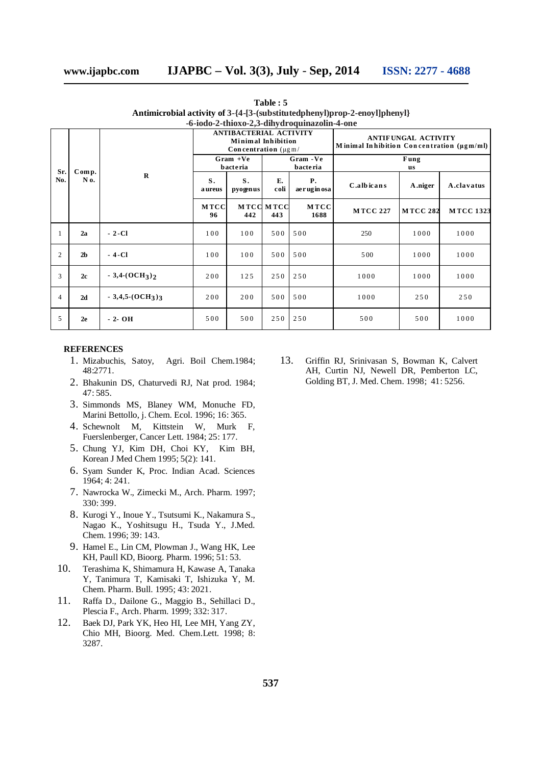**Table : 5**
**Antimicrobial activity of 3-{4-[3-(substitutedphenyl)prop-2-enoyl]phenyl} -6-iodo-2-thioxo-2,3-dihydroquinazolin-4-one**

| Sr. No. | Comp. No. | R | ANTIBACTERIAL ACTIVITY Minimal Inhibition Concentration (μgm/ | | | | ANTIFUNGAL ACTIVITY Minimal Inhibition Concentration (μgm/ml) | | |
|---|---|---|---|---|---|---|---|---|---|
| | | | Gram +Ve bacteria | | Gram -Ve bacteria | | Fungus | | |
| | | | S. aureus | S. pyogenus | E. coli | P. aeruginosa | C.albicans | A.niger | A.clavatus |
| | | | MTCC 96 | MTCC 442 | MTCC 443 | MTCC 1688 | MTCC 227 | MTCC 282 | MTCC 1323 |
| 1 | 2a | - 2-Cl | 100 | 100 | 500 | 500 | 250 | 1000 | 1000 |
| 2 | 2b | - 4-Cl | 100 | 100 | 500 | 500 | 500 | 1000 | 1000 |
| 3 | 2c | - 3,4-$(OCH_3)_2$ | 200 | 125 | 250 | 250 | 1000 | 1000 | 1000 |
| 4 | 2d | - 3,4,5-$(OCH_3)_3$ | 200 | 200 | 500 | 500 | 1000 | 250 | 250 |
| 5 | 2e | - 2- OH | 500 | 500 | 250 | 250 | 500 | 500 | 1000 |

## REFERENCES

1. Mizabuchis, Satoy, Agri. Boil Chem.1984; 48:2771.
2. Bhakunin DS, Chaturvedi RJ, Nat prod. 1984; 47: 585.
3. Simmonds MS, Blaney WM, Monuche FD, Marini Bettollo, j. Chem. Ecol. 1996; 16: 365.
4. Schewnolt M, Kittstein W, Murk F, Fuerslenberger, Cancer Lett. 1984; 25: 177.
5. Chung YJ, Kim DH, Choi KY, Kim BH, Korean J Med Chem 1995; 5(2): 141.
6. Syam Sunder K, Proc. Indian Acad. Sciences 1964; 4: 241.
7. Nawrocka W., Zimecki M., Arch. Pharm. 1997; 330: 399.
8. Kurogi Y., Inoue Y., Tsutsumi K., Nakamura S., Nagao K., Yoshitsugu H., Tsuda Y., J.Med. Chem. 1996; 39: 143.
9. Hamel E., Lin CM, Plowman J., Wang HK, Lee KH, Paull KD, Bioorg. Pharm. 1996; 51: 53.
10. Terashima K, Shimamura H, Kawase A, Tanaka Y, Tanimura T, Kamisaki T, Ishizuka Y, M. Chem. Pharm. Bull. 1995; 43: 2021.
11. Raffa D., Dailone G., Maggio B., Sehillaci D., Plescia F., Arch. Pharm. 1999; 332: 317.
12. Baek DJ, Park YK, Heo HI, Lee MH, Yang ZY, Chio MH, Bioorg. Med. Chem.Lett. 1998; 8: 3287.
13. Griffin RJ, Srinivasan S, Bowman K, Calvert AH, Curtin NJ, Newell DR, Pemberton LC, Golding BT, J. Med. Chem. 1998; 41: 5256.